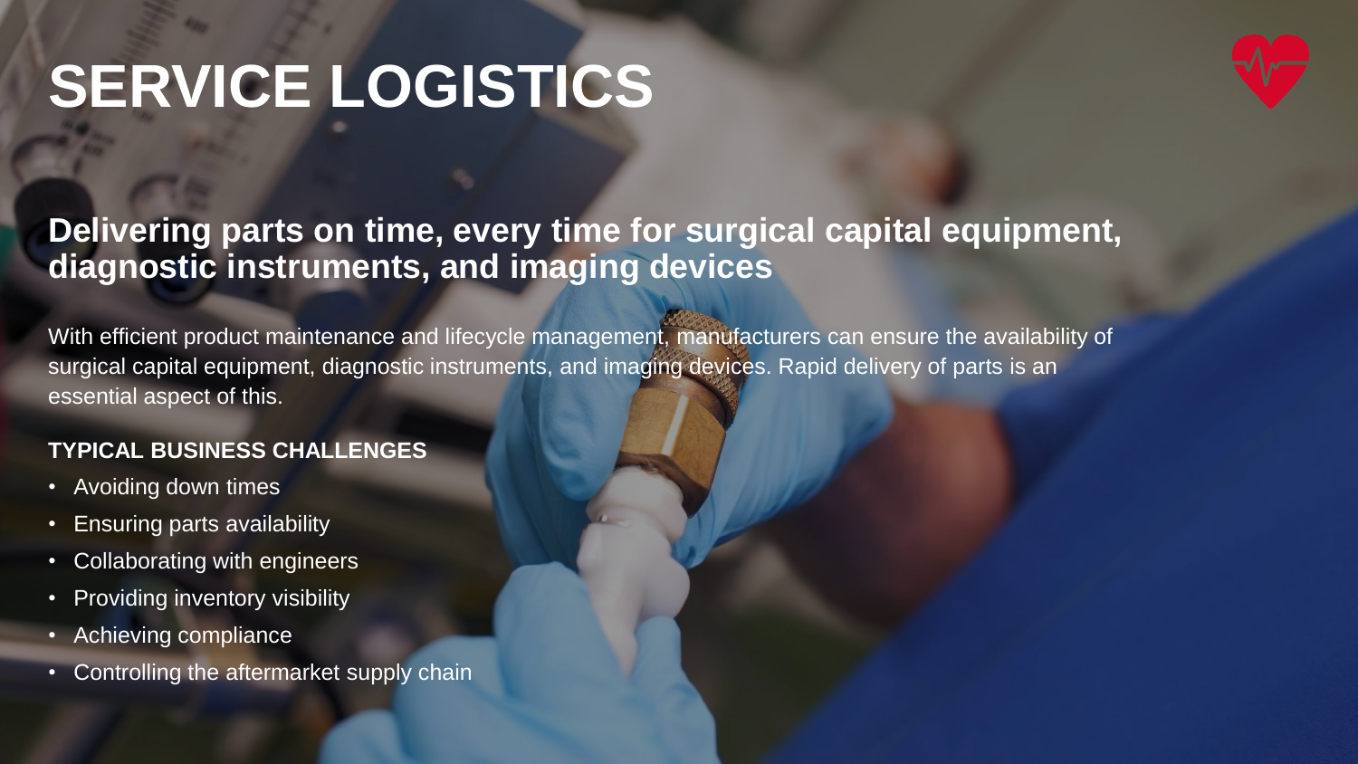# SERVICE LOGISTICS

## Delivering parts on time, every time for surgical capital equipment, diagnostic instruments, and imaging devices

With efficient product maintenance and lifecycle management, manufacturers can ensure the availability of surgical capital equipment, diagnostic instruments, and imaging devices. Rapid delivery of parts is an essential aspect of this.

**TYPICAL BUSINESS CHALLENGES**

- Avoiding down times
- Ensuring parts availability
- Collaborating with engineers
- Providing inventory visibility
- Achieving compliance
- Controlling the aftermarket supply chain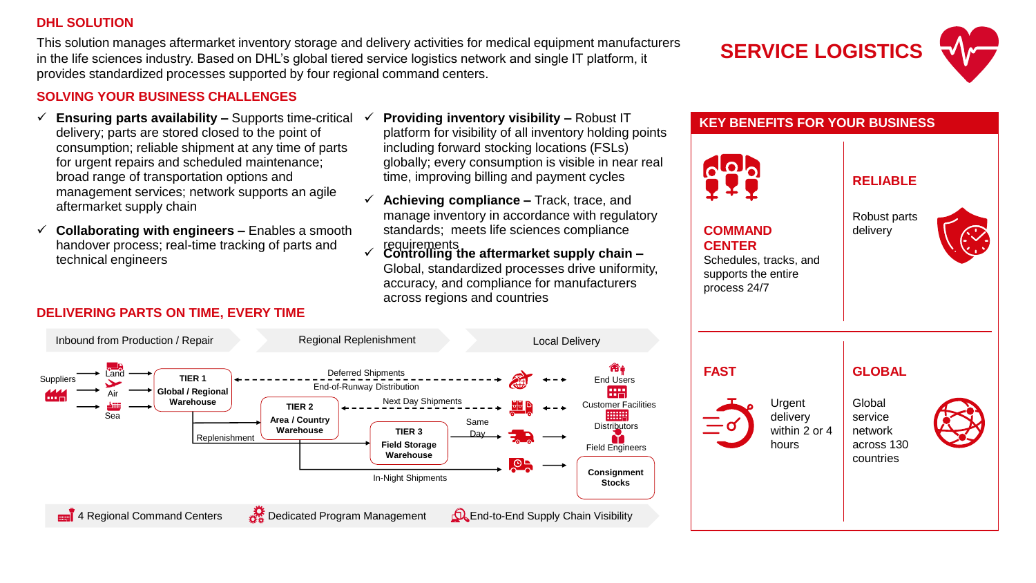## DHL SOLUTION

This solution manages aftermarket inventory storage and delivery activities for medical equipment manufacturers in the life sciences industry. Based on DHL's global tiered service logistics network and single IT platform, it provides standardized processes supported by four regional command centers.

# SERVICE LOGISTICS

## SOLVING YOUR BUSINESS CHALLENGES

- ✓ **Ensuring parts availability –** Supports time-critical delivery; parts are stored closed to the point of consumption; reliable shipment at any time of parts for urgent repairs and scheduled maintenance; broad range of transportation options and management services; network supports an agile aftermarket supply chain
- ✓ **Collaborating with engineers –** Enables a smooth handover process; real-time tracking of parts and technical engineers
- ✓ **Providing inventory visibility –** Robust IT platform for visibility of all inventory holding points including forward stocking locations (FSLs) globally; every consumption is visible in near real time, improving billing and payment cycles
- ✓ **Achieving compliance –** Track, trace, and manage inventory in accordance with regulatory standards; meets life sciences compliance requirements
- ✓ **Controlling the aftermarket supply chain –** Global, standardized processes drive uniformity, accuracy, and compliance for manufacturers across regions and countries

## DELIVERING PARTS ON TIME, EVERY TIME

Inbound from Production / Repair

Regional Replenishment

Local Delivery

Suppliers

Land

Air

Sea

TIER 1 Global / Regional Warehouse

TIER 2 Area / Country Warehouse

TIER 3 Field Storage Warehouse

Replenishment

Deferred Shipments

End-of-Runway Distribution

Next Day Shipments

Same Day

In-Night Shipments

End Users

Customer Facilities

Distributors

Field Engineers

Consignment Stocks

4 Regional Command Centers

Dedicated Program Management

End-to-End Supply Chain Visibility

## KEY BENEFITS FOR YOUR BUSINESS

### COMMAND CENTER

Schedules, tracks, and supports the entire process 24/7

### RELIABLE

Robust parts delivery

### FAST

Urgent delivery within 2 or 4 hours

### GLOBAL

Global service network across 130 countries